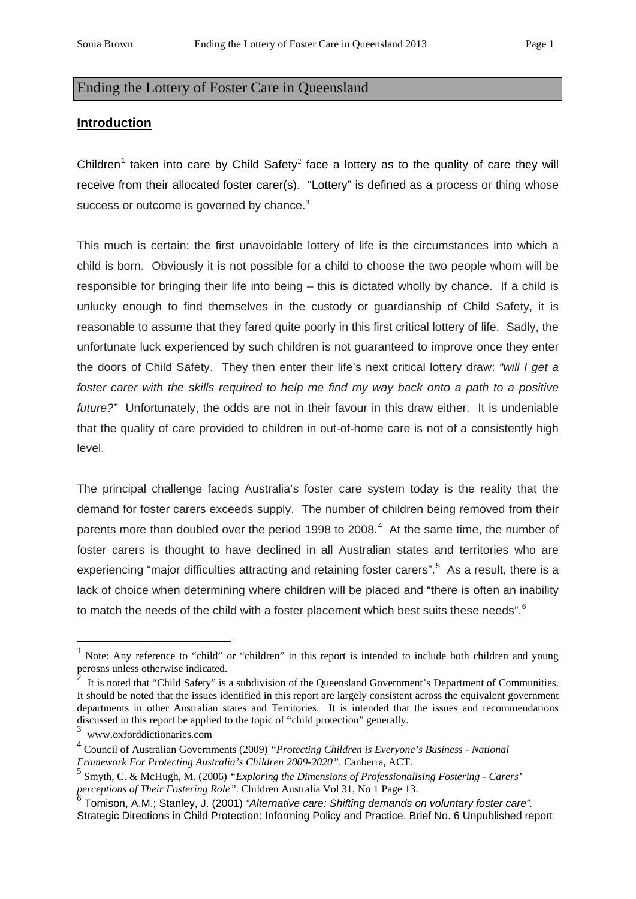# Ending the Lottery of Foster Care in Queensland

## Introduction

Children[1] taken into care by Child Safety[2] face a lottery as to the quality of care they will receive from their allocated foster carer(s). "Lottery" is defined as a process or thing whose success or outcome is governed by chance.[3]

This much is certain: the first unavoidable lottery of life is the circumstances into which a child is born. Obviously it is not possible for a child to choose the two people whom will be responsible for bringing their life into being – this is dictated wholly by chance. If a child is unlucky enough to find themselves in the custody or guardianship of Child Safety, it is reasonable to assume that they fared quite poorly in this first critical lottery of life. Sadly, the unfortunate luck experienced by such children is not guaranteed to improve once they enter the doors of Child Safety. They then enter their life's next critical lottery draw: *"will I get a foster carer with the skills required to help me find my way back onto a path to a positive future?"* Unfortunately, the odds are not in their favour in this draw either. It is undeniable that the quality of care provided to children in out-of-home care is not of a consistently high level.

The principal challenge facing Australia's foster care system today is the reality that the demand for foster carers exceeds supply. The number of children being removed from their parents more than doubled over the period 1998 to 2008.[4] At the same time, the number of foster carers is thought to have declined in all Australian states and territories who are experiencing "major difficulties attracting and retaining foster carers".[5] As a result, there is a lack of choice when determining where children will be placed and "there is often an inability to match the needs of the child with a foster placement which best suits these needs".[6]

---

[1] Note: Any reference to "child" or "children" in this report is intended to include both children and young perosns unless otherwise indicated.

[2] It is noted that "Child Safety" is a subdivision of the Queensland Government's Department of Communities. It should be noted that the issues identified in this report are largely consistent across the equivalent government departments in other Australian states and Territories. It is intended that the issues and recommendations discussed in this report be applied to the topic of "child protection" generally.

[3] www.oxforddictionaries.com

[4] Council of Australian Governments (2009) *"Protecting Children is Everyone's Business - National Framework For Protecting Australia's Children 2009-2020"*. Canberra, ACT.

[5] Smyth, C. & McHugh, M. (2006) *"Exploring the Dimensions of Professionalising Fostering - Carers' perceptions of Their Fostering Role"*. Children Australia Vol 31, No 1 Page 13.

[6] Tomison, A.M.; Stanley, J. (2001) *"Alternative care: Shifting demands on voluntary foster care".* Strategic Directions in Child Protection: Informing Policy and Practice. Brief No. 6 Unpublished report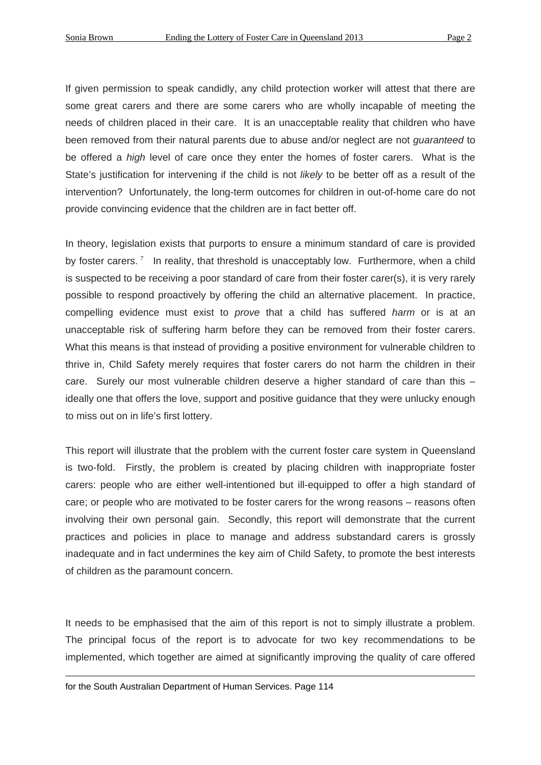If given permission to speak candidly, any child protection worker will attest that there are some great carers and there are some carers who are wholly incapable of meeting the needs of children placed in their care. It is an unacceptable reality that children who have been removed from their natural parents due to abuse and/or neglect are not *guaranteed* to be offered a *high* level of care once they enter the homes of foster carers. What is the State's justification for intervening if the child is not *likely* to be better off as a result of the intervention? Unfortunately, the long-term outcomes for children in out-of-home care do not provide convincing evidence that the children are in fact better off.

In theory, legislation exists that purports to ensure a minimum standard of care is provided by foster carers. [7] In reality, that threshold is unacceptably low. Furthermore, when a child is suspected to be receiving a poor standard of care from their foster carer(s), it is very rarely possible to respond proactively by offering the child an alternative placement. In practice, compelling evidence must exist to *prove* that a child has suffered *harm* or is at an unacceptable risk of suffering harm before they can be removed from their foster carers. What this means is that instead of providing a positive environment for vulnerable children to thrive in, Child Safety merely requires that foster carers do not harm the children in their care. Surely our most vulnerable children deserve a higher standard of care than this – ideally one that offers the love, support and positive guidance that they were unlucky enough to miss out on in life's first lottery.

This report will illustrate that the problem with the current foster care system in Queensland is two-fold. Firstly, the problem is created by placing children with inappropriate foster carers: people who are either well-intentioned but ill-equipped to offer a high standard of care; or people who are motivated to be foster carers for the wrong reasons – reasons often involving their own personal gain. Secondly, this report will demonstrate that the current practices and policies in place to manage and address substandard carers is grossly inadequate and in fact undermines the key aim of Child Safety, to promote the best interests of children as the paramount concern.

It needs to be emphasised that the aim of this report is not to simply illustrate a problem. The principal focus of the report is to advocate for two key recommendations to be implemented, which together are aimed at significantly improving the quality of care offered

---

for the South Australian Department of Human Services. Page 114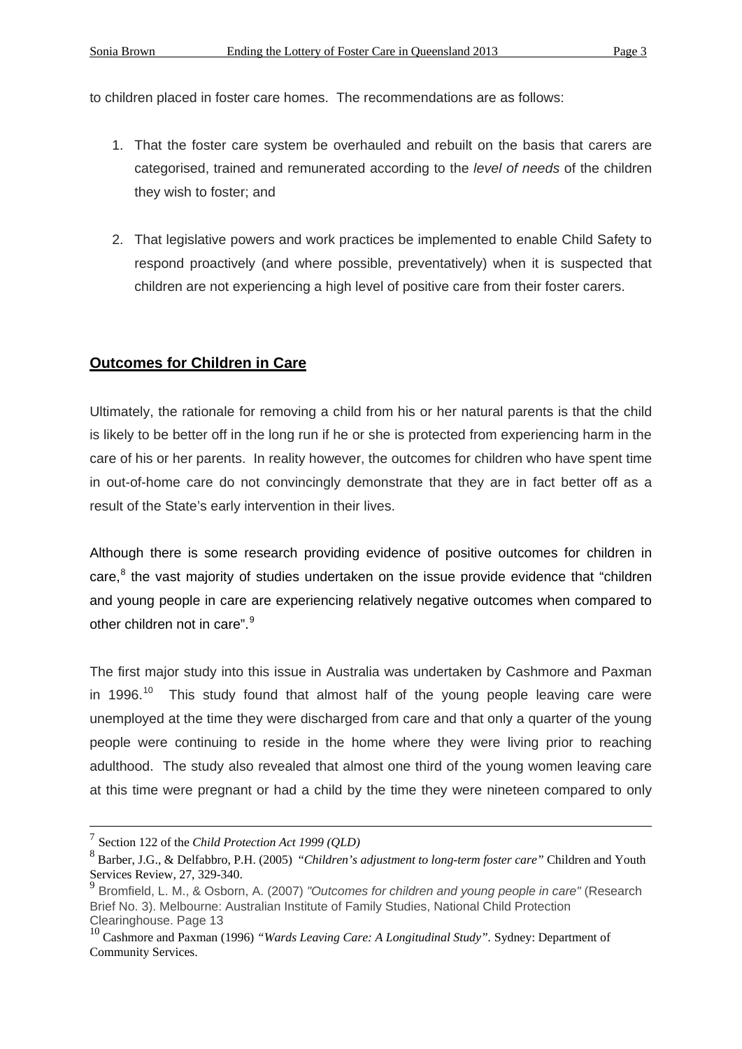to children placed in foster care homes. The recommendations are as follows:

1. That the foster care system be overhauled and rebuilt on the basis that carers are categorised, trained and remunerated according to the *level of needs* of the children they wish to foster; and

2. That legislative powers and work practices be implemented to enable Child Safety to respond proactively (and where possible, preventatively) when it is suspected that children are not experiencing a high level of positive care from their foster carers.

## **Outcomes for Children in Care**

Ultimately, the rationale for removing a child from his or her natural parents is that the child is likely to be better off in the long run if he or she is protected from experiencing harm in the care of his or her parents. In reality however, the outcomes for children who have spent time in out-of-home care do not convincingly demonstrate that they are in fact better off as a result of the State's early intervention in their lives.

Although there is some research providing evidence of positive outcomes for children in care,[8] the vast majority of studies undertaken on the issue provide evidence that "children and young people in care are experiencing relatively negative outcomes when compared to other children not in care".[9]

The first major study into this issue in Australia was undertaken by Cashmore and Paxman in 1996.[10] This study found that almost half of the young people leaving care were unemployed at the time they were discharged from care and that only a quarter of the young people were continuing to reside in the home where they were living prior to reaching adulthood. The study also revealed that almost one third of the young women leaving care at this time were pregnant or had a child by the time they were nineteen compared to only

---

[7] Section 122 of the *Child Protection Act 1999 (QLD)*

[8] Barber, J.G., & Delfabbro, P.H. (2005) *"Children's adjustment to long-term foster care"* Children and Youth Services Review, 27, 329-340.

[9] Bromfield, L. M., & Osborn, A. (2007) *"Outcomes for children and young people in care"* (Research Brief No. 3). Melbourne: Australian Institute of Family Studies, National Child Protection Clearinghouse. Page 13

[10] Cashmore and Paxman (1996) *"Wards Leaving Care: A Longitudinal Study"*. Sydney: Department of Community Services.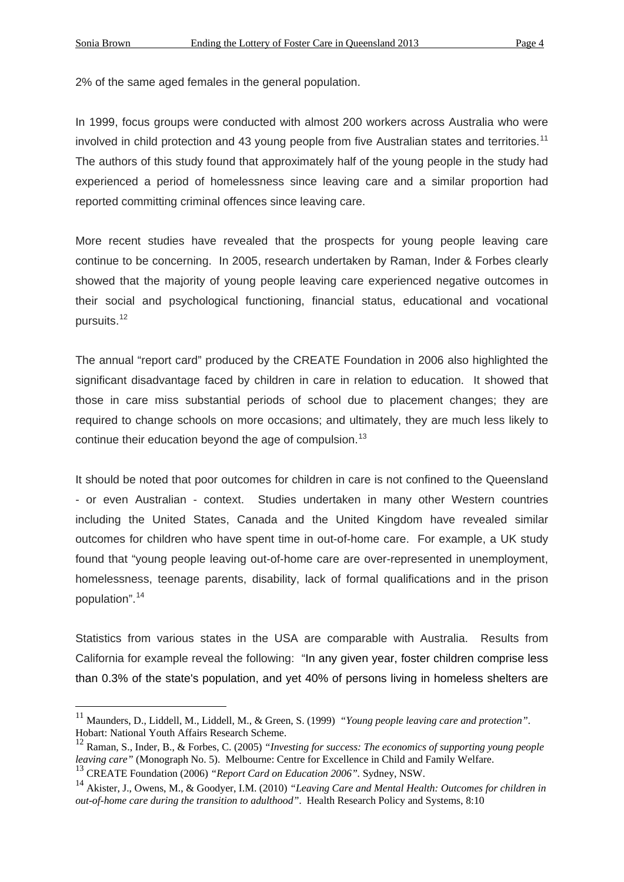2% of the same aged females in the general population.

In 1999, focus groups were conducted with almost 200 workers across Australia who were involved in child protection and 43 young people from five Australian states and territories.[11] The authors of this study found that approximately half of the young people in the study had experienced a period of homelessness since leaving care and a similar proportion had reported committing criminal offences since leaving care.

More recent studies have revealed that the prospects for young people leaving care continue to be concerning. In 2005, research undertaken by Raman, Inder & Forbes clearly showed that the majority of young people leaving care experienced negative outcomes in their social and psychological functioning, financial status, educational and vocational pursuits.[12]

The annual "report card" produced by the CREATE Foundation in 2006 also highlighted the significant disadvantage faced by children in care in relation to education. It showed that those in care miss substantial periods of school due to placement changes; they are required to change schools on more occasions; and ultimately, they are much less likely to continue their education beyond the age of compulsion.[13]

It should be noted that poor outcomes for children in care is not confined to the Queensland - or even Australian - context. Studies undertaken in many other Western countries including the United States, Canada and the United Kingdom have revealed similar outcomes for children who have spent time in out-of-home care. For example, a UK study found that "young people leaving out-of-home care are over-represented in unemployment, homelessness, teenage parents, disability, lack of formal qualifications and in the prison population".[14]

Statistics from various states in the USA are comparable with Australia. Results from California for example reveal the following: "In any given year, foster children comprise less than 0.3% of the state's population, and yet 40% of persons living in homeless shelters are

---

[11] Maunders, D., Liddell, M., Liddell, M., & Green, S. (1999) *"Young people leaving care and protection"*. Hobart: National Youth Affairs Research Scheme.

[12] Raman, S., Inder, B., & Forbes, C. (2005) *"Investing for success: The economics of supporting young people leaving care"* (Monograph No. 5). Melbourne: Centre for Excellence in Child and Family Welfare.

[13] CREATE Foundation (2006) *"Report Card on Education 2006"*. Sydney, NSW.

[14] Akister, J., Owens, M., & Goodyer, I.M. (2010) *"Leaving Care and Mental Health: Outcomes for children in out-of-home care during the transition to adulthood"*. Health Research Policy and Systems, 8:10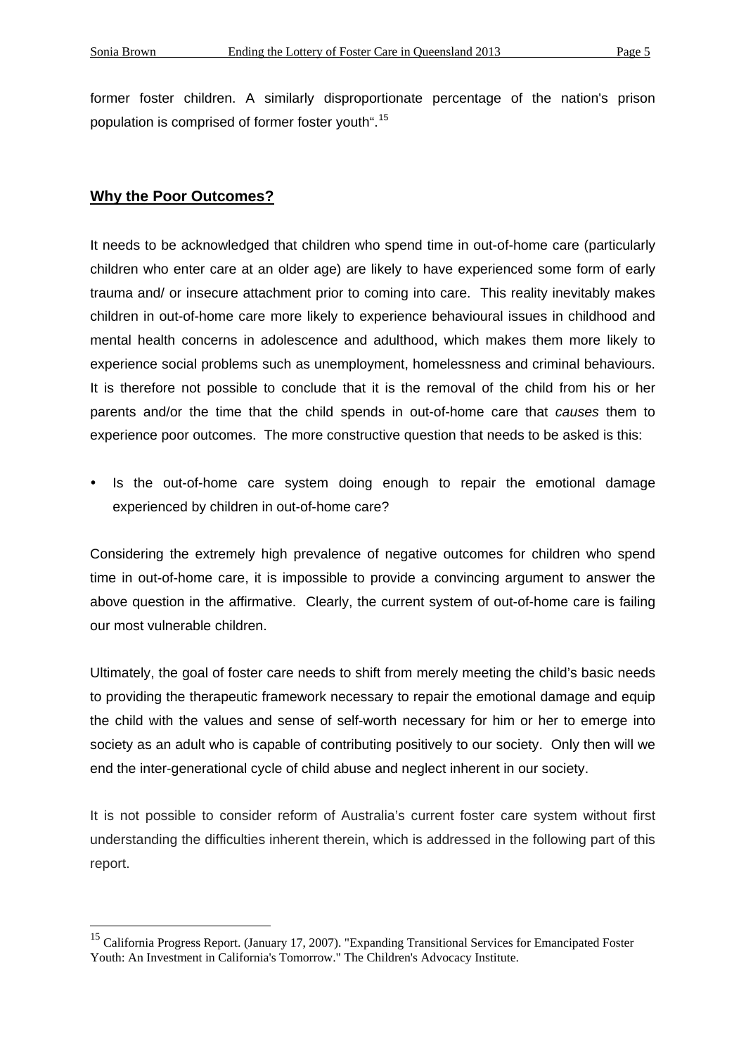former foster children. A similarly disproportionate percentage of the nation's prison population is comprised of former foster youth".[15]

## **Why the Poor Outcomes?**

It needs to be acknowledged that children who spend time in out-of-home care (particularly children who enter care at an older age) are likely to have experienced some form of early trauma and/ or insecure attachment prior to coming into care. This reality inevitably makes children in out-of-home care more likely to experience behavioural issues in childhood and mental health concerns in adolescence and adulthood, which makes them more likely to experience social problems such as unemployment, homelessness and criminal behaviours. It is therefore not possible to conclude that it is the removal of the child from his or her parents and/or the time that the child spends in out-of-home care that *causes* them to experience poor outcomes. The more constructive question that needs to be asked is this:

- Is the out-of-home care system doing enough to repair the emotional damage experienced by children in out-of-home care?

Considering the extremely high prevalence of negative outcomes for children who spend time in out-of-home care, it is impossible to provide a convincing argument to answer the above question in the affirmative. Clearly, the current system of out-of-home care is failing our most vulnerable children.

Ultimately, the goal of foster care needs to shift from merely meeting the child's basic needs to providing the therapeutic framework necessary to repair the emotional damage and equip the child with the values and sense of self-worth necessary for him or her to emerge into society as an adult who is capable of contributing positively to our society. Only then will we end the inter-generational cycle of child abuse and neglect inherent in our society.

It is not possible to consider reform of Australia's current foster care system without first understanding the difficulties inherent therein, which is addressed in the following part of this report.

---

[15] California Progress Report. (January 17, 2007). "Expanding Transitional Services for Emancipated Foster Youth: An Investment in California's Tomorrow." The Children's Advocacy Institute.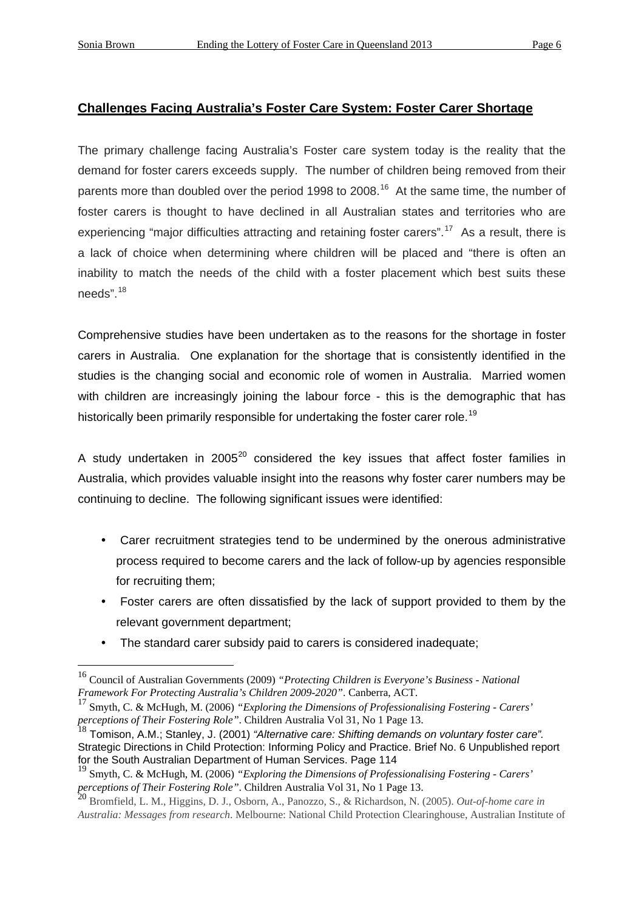## Challenges Facing Australia's Foster Care System: Foster Carer Shortage

The primary challenge facing Australia's Foster care system today is the reality that the demand for foster carers exceeds supply. The number of children being removed from their parents more than doubled over the period 1998 to 2008.[16] At the same time, the number of foster carers is thought to have declined in all Australian states and territories who are experiencing "major difficulties attracting and retaining foster carers".[17] As a result, there is a lack of choice when determining where children will be placed and "there is often an inability to match the needs of the child with a foster placement which best suits these needs".[18]

Comprehensive studies have been undertaken as to the reasons for the shortage in foster carers in Australia. One explanation for the shortage that is consistently identified in the studies is the changing social and economic role of women in Australia. Married women with children are increasingly joining the labour force - this is the demographic that has historically been primarily responsible for undertaking the foster carer role.[19]

A study undertaken in 2005[20] considered the key issues that affect foster families in Australia, which provides valuable insight into the reasons why foster carer numbers may be continuing to decline. The following significant issues were identified:

- Carer recruitment strategies tend to be undermined by the onerous administrative process required to become carers and the lack of follow-up by agencies responsible for recruiting them;
- Foster carers are often dissatisfied by the lack of support provided to them by the relevant government department;
- The standard carer subsidy paid to carers is considered inadequate;

---

[16] Council of Australian Governments (2009) *"Protecting Children is Everyone's Business - National Framework For Protecting Australia's Children 2009-2020"*. Canberra, ACT.

[17] Smyth, C. & McHugh, M. (2006) *"Exploring the Dimensions of Professionalising Fostering - Carers' perceptions of Their Fostering Role"*. Children Australia Vol 31, No 1 Page 13.

[18] Tomison, A.M.; Stanley, J. (2001) *"Alternative care: Shifting demands on voluntary foster care".* Strategic Directions in Child Protection: Informing Policy and Practice. Brief No. 6 Unpublished report for the South Australian Department of Human Services. Page 114

[19] Smyth, C. & McHugh, M. (2006) *"Exploring the Dimensions of Professionalising Fostering - Carers' perceptions of Their Fostering Role"*. Children Australia Vol 31, No 1 Page 13.

[20] Bromfield, L. M., Higgins, D. J., Osborn, A., Panozzo, S., & Richardson, N. (2005). *Out-of-home care in Australia: Messages from research*. Melbourne: National Child Protection Clearinghouse, Australian Institute of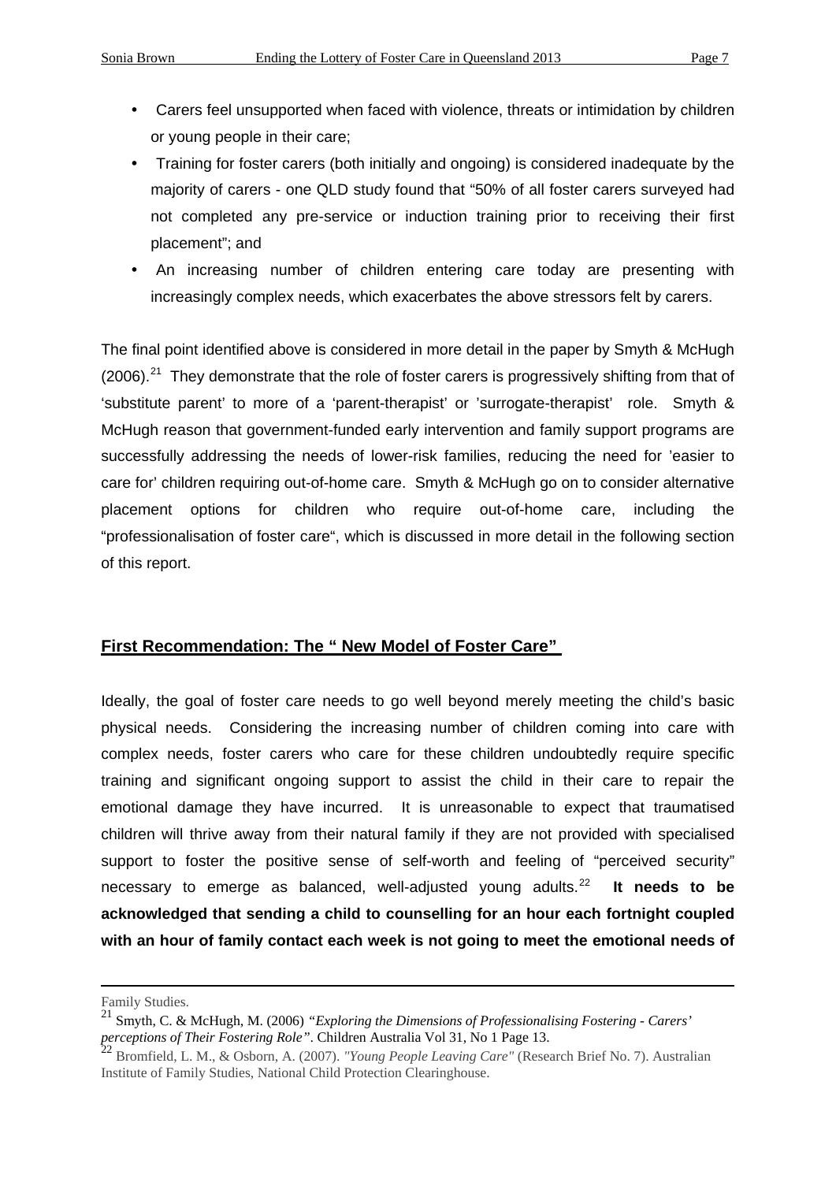- Carers feel unsupported when faced with violence, threats or intimidation by children or young people in their care;
- Training for foster carers (both initially and ongoing) is considered inadequate by the majority of carers - one QLD study found that "50% of all foster carers surveyed had not completed any pre-service or induction training prior to receiving their first placement"; and
- An increasing number of children entering care today are presenting with increasingly complex needs, which exacerbates the above stressors felt by carers.

The final point identified above is considered in more detail in the paper by Smyth & McHugh (2006).[21] They demonstrate that the role of foster carers is progressively shifting from that of 'substitute parent' to more of a 'parent-therapist' or 'surrogate-therapist' role. Smyth & McHugh reason that government-funded early intervention and family support programs are successfully addressing the needs of lower-risk families, reducing the need for 'easier to care for' children requiring out-of-home care. Smyth & McHugh go on to consider alternative placement options for children who require out-of-home care, including the "professionalisation of foster care", which is discussed in more detail in the following section of this report.

## First Recommendation: The " New Model of Foster Care"

Ideally, the goal of foster care needs to go well beyond merely meeting the child's basic physical needs. Considering the increasing number of children coming into care with complex needs, foster carers who care for these children undoubtedly require specific training and significant ongoing support to assist the child in their care to repair the emotional damage they have incurred. It is unreasonable to expect that traumatised children will thrive away from their natural family if they are not provided with specialised support to foster the positive sense of self-worth and feeling of "perceived security" necessary to emerge as balanced, well-adjusted young adults.[22] **It needs to be acknowledged that sending a child to counselling for an hour each fortnight coupled with an hour of family contact each week is not going to meet the emotional needs of**

---

Family Studies.

[21] Smyth, C. & McHugh, M. (2006) *"Exploring the Dimensions of Professionalising Fostering - Carers' perceptions of Their Fostering Role"*. Children Australia Vol 31, No 1 Page 13.

[22] Bromfield, L. M., & Osborn, A. (2007). *"Young People Leaving Care"* (Research Brief No. 7). Australian Institute of Family Studies, National Child Protection Clearinghouse.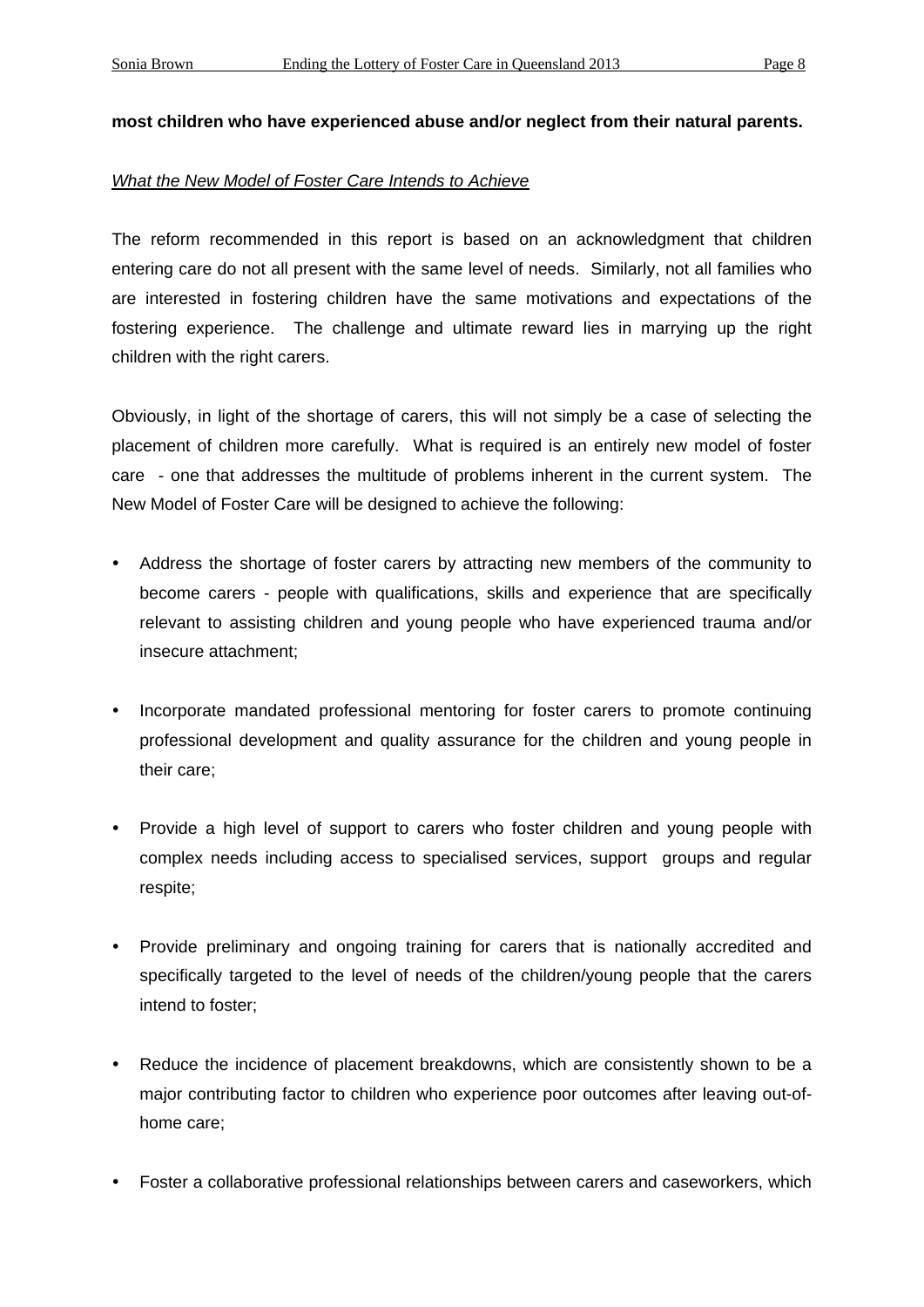**most children who have experienced abuse and/or neglect from their natural parents.**

*What the New Model of Foster Care Intends to Achieve*

The reform recommended in this report is based on an acknowledgment that children entering care do not all present with the same level of needs. Similarly, not all families who are interested in fostering children have the same motivations and expectations of the fostering experience. The challenge and ultimate reward lies in marrying up the right children with the right carers.

Obviously, in light of the shortage of carers, this will not simply be a case of selecting the placement of children more carefully. What is required is an entirely new model of foster care - one that addresses the multitude of problems inherent in the current system. The New Model of Foster Care will be designed to achieve the following:

- Address the shortage of foster carers by attracting new members of the community to become carers - people with qualifications, skills and experience that are specifically relevant to assisting children and young people who have experienced trauma and/or insecure attachment;

- Incorporate mandated professional mentoring for foster carers to promote continuing professional development and quality assurance for the children and young people in their care;

- Provide a high level of support to carers who foster children and young people with complex needs including access to specialised services, support groups and regular respite;

- Provide preliminary and ongoing training for carers that is nationally accredited and specifically targeted to the level of needs of the children/young people that the carers intend to foster;

- Reduce the incidence of placement breakdowns, which are consistently shown to be a major contributing factor to children who experience poor outcomes after leaving out-of-home care;

- Foster a collaborative professional relationships between carers and caseworkers, which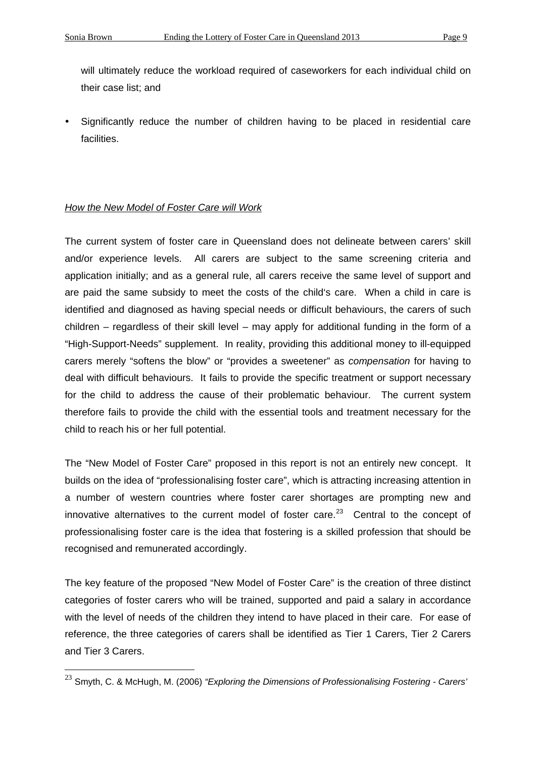will ultimately reduce the workload required of caseworkers for each individual child on their case list; and

- Significantly reduce the number of children having to be placed in residential care facilities.

*How the New Model of Foster Care will Work*

The current system of foster care in Queensland does not delineate between carers' skill and/or experience levels. All carers are subject to the same screening criteria and application initially; and as a general rule, all carers receive the same level of support and are paid the same subsidy to meet the costs of the child's care. When a child in care is identified and diagnosed as having special needs or difficult behaviours, the carers of such children – regardless of their skill level – may apply for additional funding in the form of a "High-Support-Needs" supplement. In reality, providing this additional money to ill-equipped carers merely "softens the blow" or "provides a sweetener" as *compensation* for having to deal with difficult behaviours. It fails to provide the specific treatment or support necessary for the child to address the cause of their problematic behaviour. The current system therefore fails to provide the child with the essential tools and treatment necessary for the child to reach his or her full potential.

The "New Model of Foster Care" proposed in this report is not an entirely new concept. It builds on the idea of "professionalising foster care", which is attracting increasing attention in a number of western countries where foster carer shortages are prompting new and innovative alternatives to the current model of foster care.[23] Central to the concept of professionalising foster care is the idea that fostering is a skilled profession that should be recognised and remunerated accordingly.

The key feature of the proposed "New Model of Foster Care" is the creation of three distinct categories of foster carers who will be trained, supported and paid a salary in accordance with the level of needs of the children they intend to have placed in their care. For ease of reference, the three categories of carers shall be identified as Tier 1 Carers, Tier 2 Carers and Tier 3 Carers.

---

[23] Smyth, C. & McHugh, M. (2006) *"Exploring the Dimensions of Professionalising Fostering - Carers'*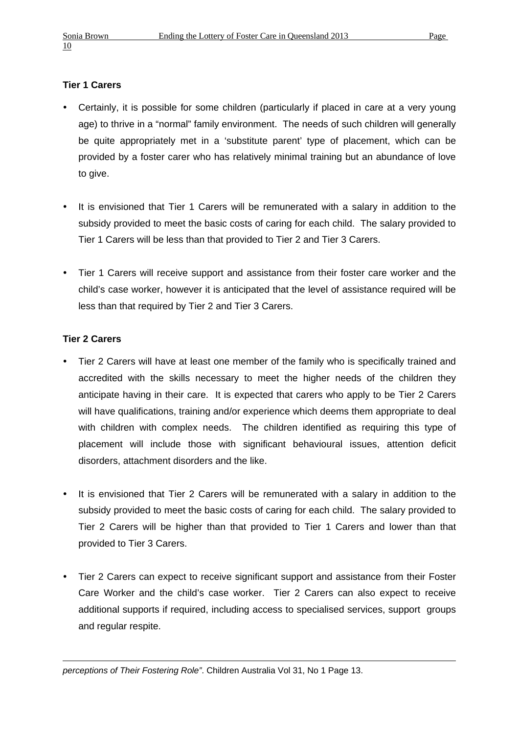**Tier 1 Carers**

- Certainly, it is possible for some children (particularly if placed in care at a very young age) to thrive in a "normal" family environment. The needs of such children will generally be quite appropriately met in a 'substitute parent' type of placement, which can be provided by a foster carer who has relatively minimal training but an abundance of love to give.

- It is envisioned that Tier 1 Carers will be remunerated with a salary in addition to the subsidy provided to meet the basic costs of caring for each child. The salary provided to Tier 1 Carers will be less than that provided to Tier 2 and Tier 3 Carers.

- Tier 1 Carers will receive support and assistance from their foster care worker and the child's case worker, however it is anticipated that the level of assistance required will be less than that required by Tier 2 and Tier 3 Carers.

**Tier 2 Carers**

- Tier 2 Carers will have at least one member of the family who is specifically trained and accredited with the skills necessary to meet the higher needs of the children they anticipate having in their care. It is expected that carers who apply to be Tier 2 Carers will have qualifications, training and/or experience which deems them appropriate to deal with children with complex needs. The children identified as requiring this type of placement will include those with significant behavioural issues, attention deficit disorders, attachment disorders and the like.

- It is envisioned that Tier 2 Carers will be remunerated with a salary in addition to the subsidy provided to meet the basic costs of caring for each child. The salary provided to Tier 2 Carers will be higher than that provided to Tier 1 Carers and lower than that provided to Tier 3 Carers.

- Tier 2 Carers can expect to receive significant support and assistance from their Foster Care Worker and the child's case worker. Tier 2 Carers can also expect to receive additional supports if required, including access to specialised services, support groups and regular respite.

---

*perceptions of Their Fostering Role"*. Children Australia Vol 31, No 1 Page 13.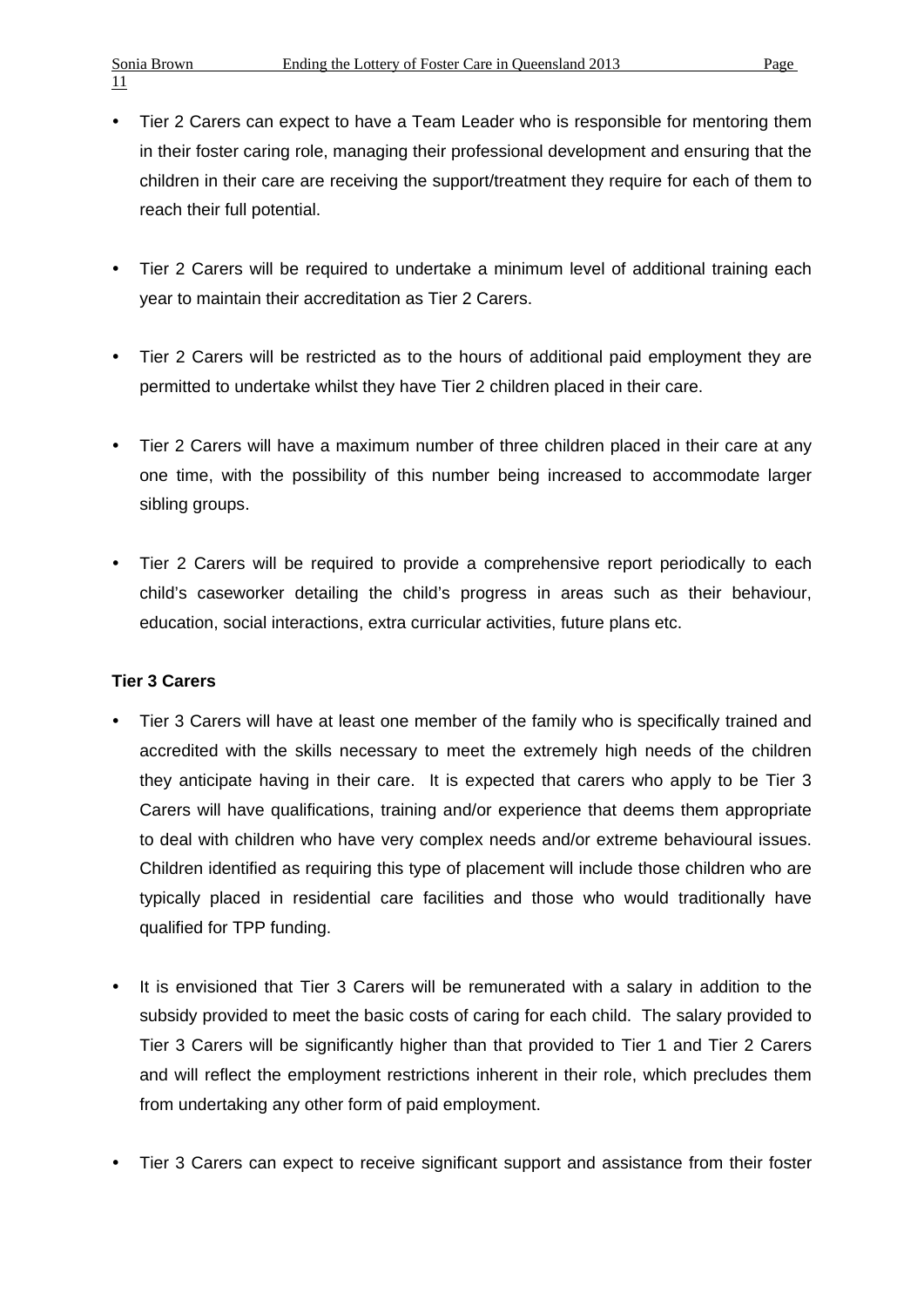- Tier 2 Carers can expect to have a Team Leader who is responsible for mentoring them in their foster caring role, managing their professional development and ensuring that the children in their care are receiving the support/treatment they require for each of them to reach their full potential.

- Tier 2 Carers will be required to undertake a minimum level of additional training each year to maintain their accreditation as Tier 2 Carers.

- Tier 2 Carers will be restricted as to the hours of additional paid employment they are permitted to undertake whilst they have Tier 2 children placed in their care.

- Tier 2 Carers will have a maximum number of three children placed in their care at any one time, with the possibility of this number being increased to accommodate larger sibling groups.

- Tier 2 Carers will be required to provide a comprehensive report periodically to each child's caseworker detailing the child's progress in areas such as their behaviour, education, social interactions, extra curricular activities, future plans etc.

**Tier 3 Carers**

- Tier 3 Carers will have at least one member of the family who is specifically trained and accredited with the skills necessary to meet the extremely high needs of the children they anticipate having in their care. It is expected that carers who apply to be Tier 3 Carers will have qualifications, training and/or experience that deems them appropriate to deal with children who have very complex needs and/or extreme behavioural issues. Children identified as requiring this type of placement will include those children who are typically placed in residential care facilities and those who would traditionally have qualified for TPP funding.

- It is envisioned that Tier 3 Carers will be remunerated with a salary in addition to the subsidy provided to meet the basic costs of caring for each child. The salary provided to Tier 3 Carers will be significantly higher than that provided to Tier 1 and Tier 2 Carers and will reflect the employment restrictions inherent in their role, which precludes them from undertaking any other form of paid employment.

- Tier 3 Carers can expect to receive significant support and assistance from their foster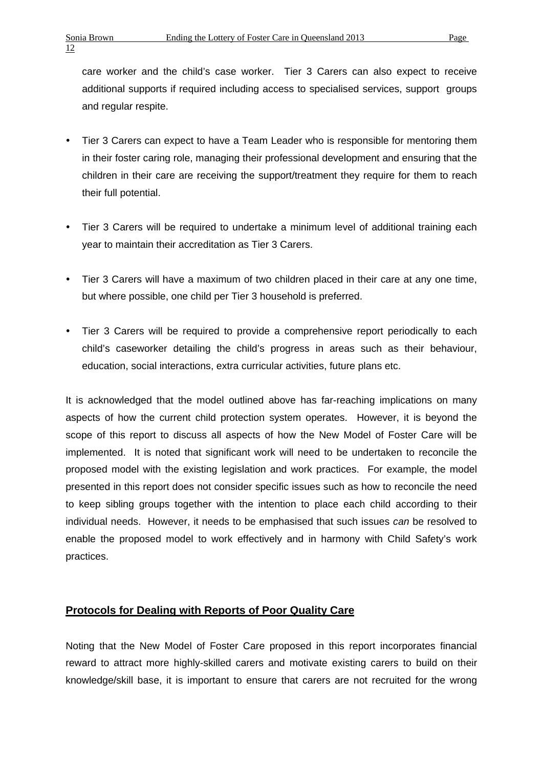care worker and the child's case worker. Tier 3 Carers can also expect to receive additional supports if required including access to specialised services, support groups and regular respite.

- Tier 3 Carers can expect to have a Team Leader who is responsible for mentoring them in their foster caring role, managing their professional development and ensuring that the children in their care are receiving the support/treatment they require for them to reach their full potential.

- Tier 3 Carers will be required to undertake a minimum level of additional training each year to maintain their accreditation as Tier 3 Carers.

- Tier 3 Carers will have a maximum of two children placed in their care at any one time, but where possible, one child per Tier 3 household is preferred.

- Tier 3 Carers will be required to provide a comprehensive report periodically to each child's caseworker detailing the child's progress in areas such as their behaviour, education, social interactions, extra curricular activities, future plans etc.

It is acknowledged that the model outlined above has far-reaching implications on many aspects of how the current child protection system operates. However, it is beyond the scope of this report to discuss all aspects of how the New Model of Foster Care will be implemented. It is noted that significant work will need to be undertaken to reconcile the proposed model with the existing legislation and work practices. For example, the model presented in this report does not consider specific issues such as how to reconcile the need to keep sibling groups together with the intention to place each child according to their individual needs. However, it needs to be emphasised that such issues *can* be resolved to enable the proposed model to work effectively and in harmony with Child Safety's work practices.

## Protocols for Dealing with Reports of Poor Quality Care

Noting that the New Model of Foster Care proposed in this report incorporates financial reward to attract more highly-skilled carers and motivate existing carers to build on their knowledge/skill base, it is important to ensure that carers are not recruited for the wrong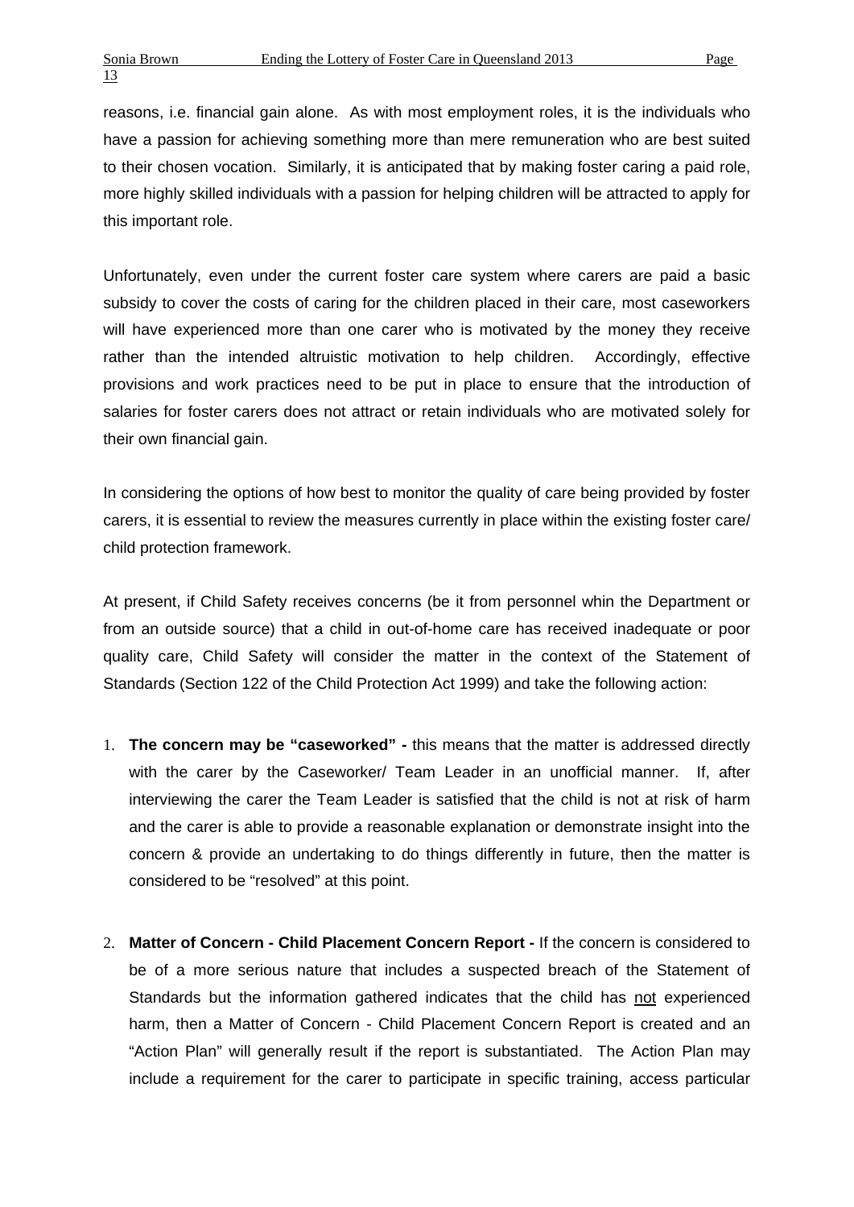reasons, i.e. financial gain alone. As with most employment roles, it is the individuals who have a passion for achieving something more than mere remuneration who are best suited to their chosen vocation. Similarly, it is anticipated that by making foster caring a paid role, more highly skilled individuals with a passion for helping children will be attracted to apply for this important role.

Unfortunately, even under the current foster care system where carers are paid a basic subsidy to cover the costs of caring for the children placed in their care, most caseworkers will have experienced more than one carer who is motivated by the money they receive rather than the intended altruistic motivation to help children. Accordingly, effective provisions and work practices need to be put in place to ensure that the introduction of salaries for foster carers does not attract or retain individuals who are motivated solely for their own financial gain.

In considering the options of how best to monitor the quality of care being provided by foster carers, it is essential to review the measures currently in place within the existing foster care/ child protection framework.

At present, if Child Safety receives concerns (be it from personnel whin the Department or from an outside source) that a child in out-of-home care has received inadequate or poor quality care, Child Safety will consider the matter in the context of the Statement of Standards (Section 122 of the Child Protection Act 1999) and take the following action:

1. **The concern may be "caseworked" -** this means that the matter is addressed directly with the carer by the Caseworker/ Team Leader in an unofficial manner. If, after interviewing the carer the Team Leader is satisfied that the child is not at risk of harm and the carer is able to provide a reasonable explanation or demonstrate insight into the concern & provide an undertaking to do things differently in future, then the matter is considered to be "resolved" at this point.

2. **Matter of Concern - Child Placement Concern Report -** If the concern is considered to be of a more serious nature that includes a suspected breach of the Statement of Standards but the information gathered indicates that the child has not experienced harm, then a Matter of Concern - Child Placement Concern Report is created and an "Action Plan" will generally result if the report is substantiated. The Action Plan may include a requirement for the carer to participate in specific training, access particular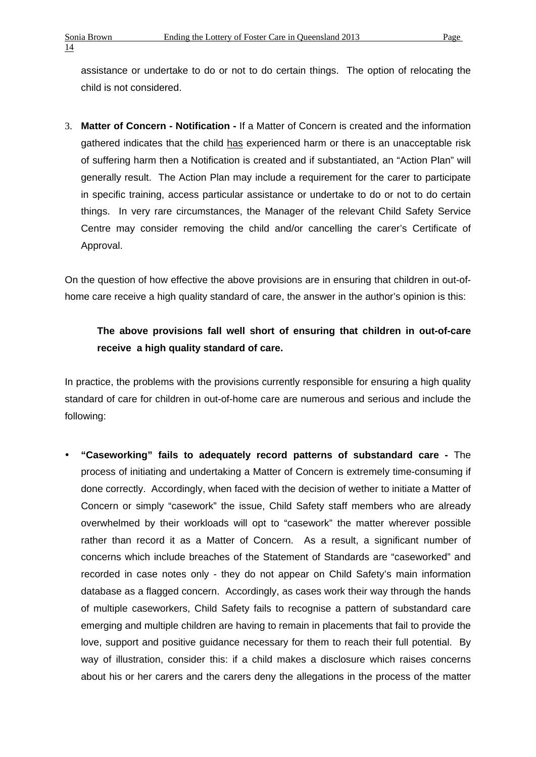assistance or undertake to do or not to do certain things. The option of relocating the child is not considered.

3. **Matter of Concern - Notification -** If a Matter of Concern is created and the information gathered indicates that the child has experienced harm or there is an unacceptable risk of suffering harm then a Notification is created and if substantiated, an "Action Plan" will generally result. The Action Plan may include a requirement for the carer to participate in specific training, access particular assistance or undertake to do or not to do certain things. In very rare circumstances, the Manager of the relevant Child Safety Service Centre may consider removing the child and/or cancelling the carer's Certificate of Approval.

On the question of how effective the above provisions are in ensuring that children in out-of-home care receive a high quality standard of care, the answer in the author's opinion is this:

> **The above provisions fall well short of ensuring that children in out-of-care receive a high quality standard of care.**

In practice, the problems with the provisions currently responsible for ensuring a high quality standard of care for children in out-of-home care are numerous and serious and include the following:

- **"Caseworking" fails to adequately record patterns of substandard care -** The process of initiating and undertaking a Matter of Concern is extremely time-consuming if done correctly. Accordingly, when faced with the decision of wether to initiate a Matter of Concern or simply "casework" the issue, Child Safety staff members who are already overwhelmed by their workloads will opt to "casework" the matter wherever possible rather than record it as a Matter of Concern. As a result, a significant number of concerns which include breaches of the Statement of Standards are "caseworked" and recorded in case notes only - they do not appear on Child Safety's main information database as a flagged concern. Accordingly, as cases work their way through the hands of multiple caseworkers, Child Safety fails to recognise a pattern of substandard care emerging and multiple children are having to remain in placements that fail to provide the love, support and positive guidance necessary for them to reach their full potential. By way of illustration, consider this: if a child makes a disclosure which raises concerns about his or her carers and the carers deny the allegations in the process of the matter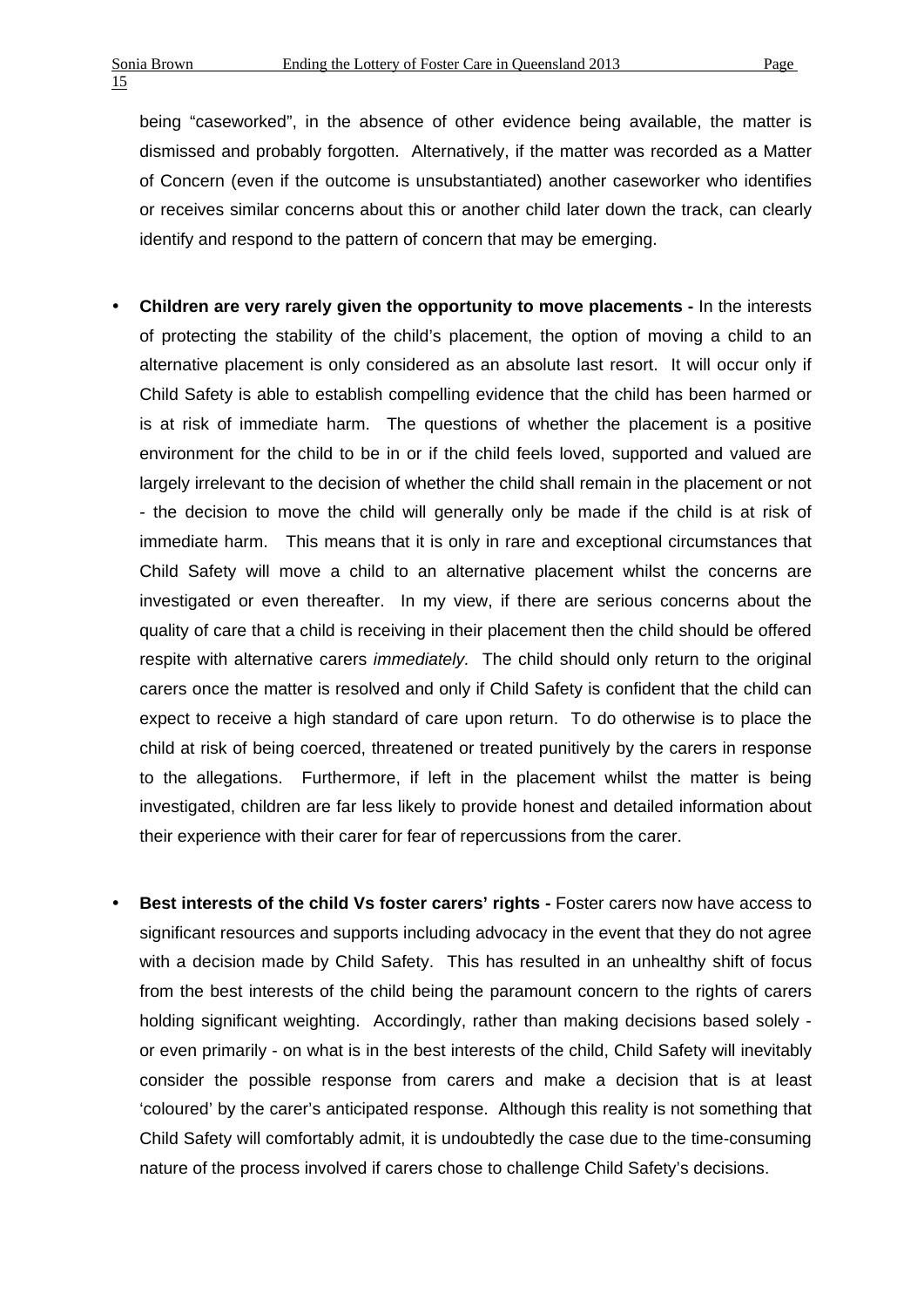being "caseworked", in the absence of other evidence being available, the matter is dismissed and probably forgotten. Alternatively, if the matter was recorded as a Matter of Concern (even if the outcome is unsubstantiated) another caseworker who identifies or receives similar concerns about this or another child later down the track, can clearly identify and respond to the pattern of concern that may be emerging.

- **Children are very rarely given the opportunity to move placements -** In the interests of protecting the stability of the child's placement, the option of moving a child to an alternative placement is only considered as an absolute last resort. It will occur only if Child Safety is able to establish compelling evidence that the child has been harmed or is at risk of immediate harm. The questions of whether the placement is a positive environment for the child to be in or if the child feels loved, supported and valued are largely irrelevant to the decision of whether the child shall remain in the placement or not - the decision to move the child will generally only be made if the child is at risk of immediate harm. This means that it is only in rare and exceptional circumstances that Child Safety will move a child to an alternative placement whilst the concerns are investigated or even thereafter. In my view, if there are serious concerns about the quality of care that a child is receiving in their placement then the child should be offered respite with alternative carers *immediately.* The child should only return to the original carers once the matter is resolved and only if Child Safety is confident that the child can expect to receive a high standard of care upon return. To do otherwise is to place the child at risk of being coerced, threatened or treated punitively by the carers in response to the allegations. Furthermore, if left in the placement whilst the matter is being investigated, children are far less likely to provide honest and detailed information about their experience with their carer for fear of repercussions from the carer.

- **Best interests of the child Vs foster carers' rights -** Foster carers now have access to significant resources and supports including advocacy in the event that they do not agree with a decision made by Child Safety. This has resulted in an unhealthy shift of focus from the best interests of the child being the paramount concern to the rights of carers holding significant weighting. Accordingly, rather than making decisions based solely - or even primarily - on what is in the best interests of the child, Child Safety will inevitably consider the possible response from carers and make a decision that is at least 'coloured' by the carer's anticipated response. Although this reality is not something that Child Safety will comfortably admit, it is undoubtedly the case due to the time-consuming nature of the process involved if carers chose to challenge Child Safety's decisions.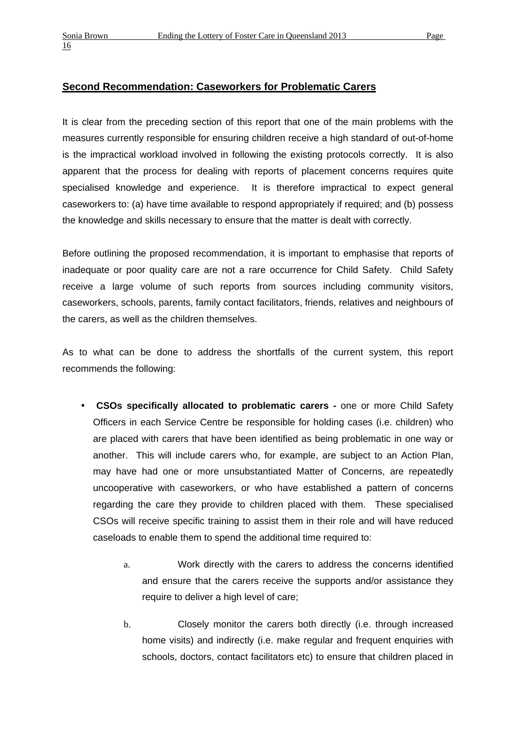## Second Recommendation: Caseworkers for Problematic Carers

It is clear from the preceding section of this report that one of the main problems with the measures currently responsible for ensuring children receive a high standard of out-of-home is the impractical workload involved in following the existing protocols correctly. It is also apparent that the process for dealing with reports of placement concerns requires quite specialised knowledge and experience. It is therefore impractical to expect general caseworkers to: (a) have time available to respond appropriately if required; and (b) possess the knowledge and skills necessary to ensure that the matter is dealt with correctly.

Before outlining the proposed recommendation, it is important to emphasise that reports of inadequate or poor quality care are not a rare occurrence for Child Safety. Child Safety receive a large volume of such reports from sources including community visitors, caseworkers, schools, parents, family contact facilitators, friends, relatives and neighbours of the carers, as well as the children themselves.

As to what can be done to address the shortfalls of the current system, this report recommends the following:

- **CSOs specifically allocated to problematic carers -** one or more Child Safety Officers in each Service Centre be responsible for holding cases (i.e. children) who are placed with carers that have been identified as being problematic in one way or another. This will include carers who, for example, are subject to an Action Plan, may have had one or more unsubstantiated Matter of Concerns, are repeatedly uncooperative with caseworkers, or who have established a pattern of concerns regarding the care they provide to children placed with them. These specialised CSOs will receive specific training to assist them in their role and will have reduced caseloads to enable them to spend the additional time required to:

    a. Work directly with the carers to address the concerns identified and ensure that the carers receive the supports and/or assistance they require to deliver a high level of care;

    b. Closely monitor the carers both directly (i.e. through increased home visits) and indirectly (i.e. make regular and frequent enquiries with schools, doctors, contact facilitators etc) to ensure that children placed in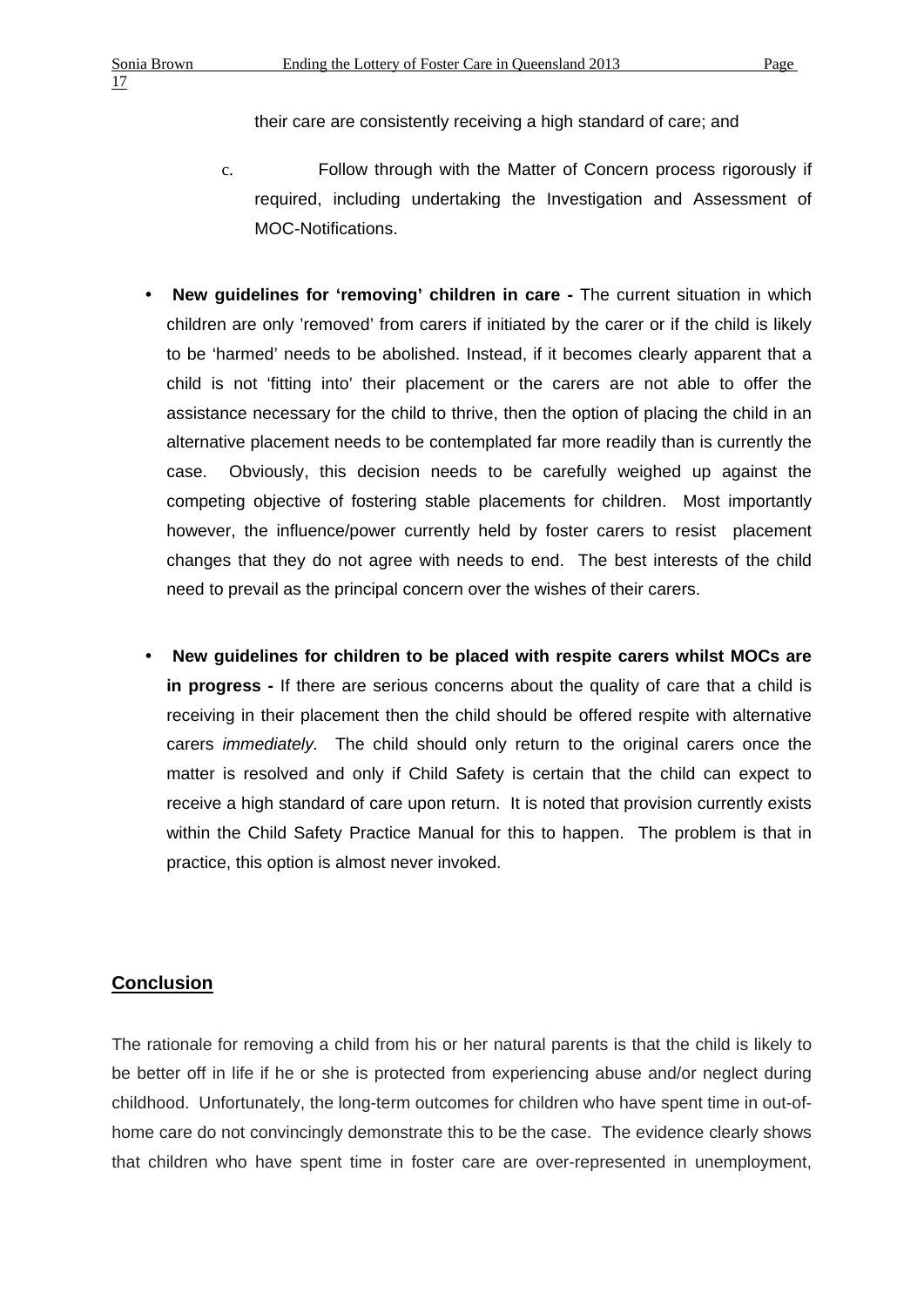their care are consistently receiving a high standard of care; and

c. Follow through with the Matter of Concern process rigorously if required, including undertaking the Investigation and Assessment of MOC-Notifications.

- **New guidelines for 'removing' children in care -** The current situation in which children are only 'removed' from carers if initiated by the carer or if the child is likely to be 'harmed' needs to be abolished. Instead, if it becomes clearly apparent that a child is not 'fitting into' their placement or the carers are not able to offer the assistance necessary for the child to thrive, then the option of placing the child in an alternative placement needs to be contemplated far more readily than is currently the case. Obviously, this decision needs to be carefully weighed up against the competing objective of fostering stable placements for children. Most importantly however, the influence/power currently held by foster carers to resist placement changes that they do not agree with needs to end. The best interests of the child need to prevail as the principal concern over the wishes of their carers.

- **New guidelines for children to be placed with respite carers whilst MOCs are in progress -** If there are serious concerns about the quality of care that a child is receiving in their placement then the child should be offered respite with alternative carers *immediately.* The child should only return to the original carers once the matter is resolved and only if Child Safety is certain that the child can expect to receive a high standard of care upon return. It is noted that provision currently exists within the Child Safety Practice Manual for this to happen. The problem is that in practice, this option is almost never invoked.

## Conclusion

The rationale for removing a child from his or her natural parents is that the child is likely to be better off in life if he or she is protected from experiencing abuse and/or neglect during childhood. Unfortunately, the long-term outcomes for children who have spent time in out-of-home care do not convincingly demonstrate this to be the case. The evidence clearly shows that children who have spent time in foster care are over-represented in unemployment,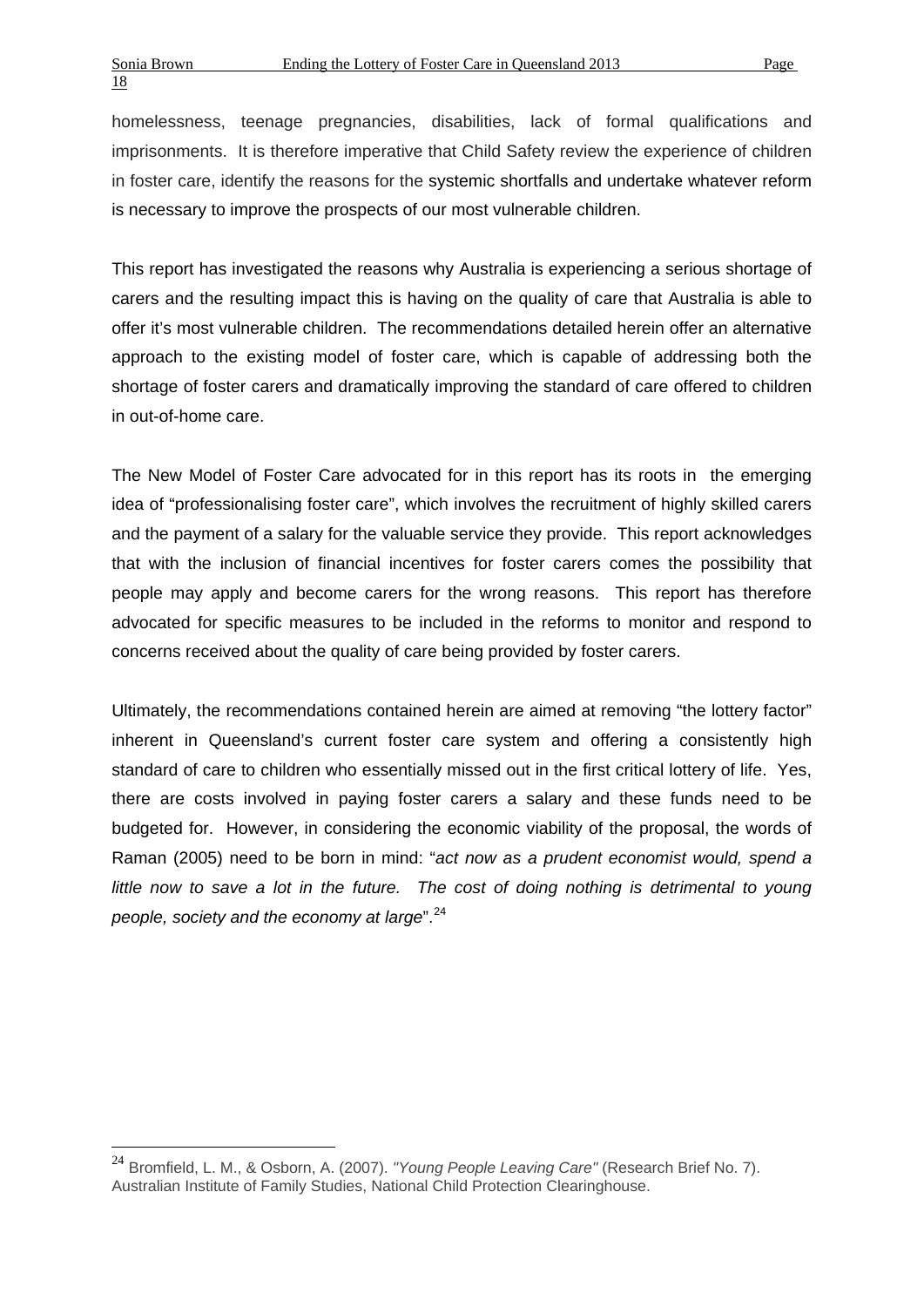homelessness, teenage pregnancies, disabilities, lack of formal qualifications and imprisonments. It is therefore imperative that Child Safety review the experience of children in foster care, identify the reasons for the systemic shortfalls and undertake whatever reform is necessary to improve the prospects of our most vulnerable children.

This report has investigated the reasons why Australia is experiencing a serious shortage of carers and the resulting impact this is having on the quality of care that Australia is able to offer it's most vulnerable children. The recommendations detailed herein offer an alternative approach to the existing model of foster care, which is capable of addressing both the shortage of foster carers and dramatically improving the standard of care offered to children in out-of-home care.

The New Model of Foster Care advocated for in this report has its roots in the emerging idea of "professionalising foster care", which involves the recruitment of highly skilled carers and the payment of a salary for the valuable service they provide. This report acknowledges that with the inclusion of financial incentives for foster carers comes the possibility that people may apply and become carers for the wrong reasons. This report has therefore advocated for specific measures to be included in the reforms to monitor and respond to concerns received about the quality of care being provided by foster carers.

Ultimately, the recommendations contained herein are aimed at removing "the lottery factor" inherent in Queensland's current foster care system and offering a consistently high standard of care to children who essentially missed out in the first critical lottery of life. Yes, there are costs involved in paying foster carers a salary and these funds need to be budgeted for. However, in considering the economic viability of the proposal, the words of Raman (2005) need to be born in mind: "*act now as a prudent economist would, spend a little now to save a lot in the future. The cost of doing nothing is detrimental to young people, society and the economy at large*".[24]

---

[24] Bromfield, L. M., & Osborn, A. (2007). *"Young People Leaving Care"* (Research Brief No. 7). Australian Institute of Family Studies, National Child Protection Clearinghouse.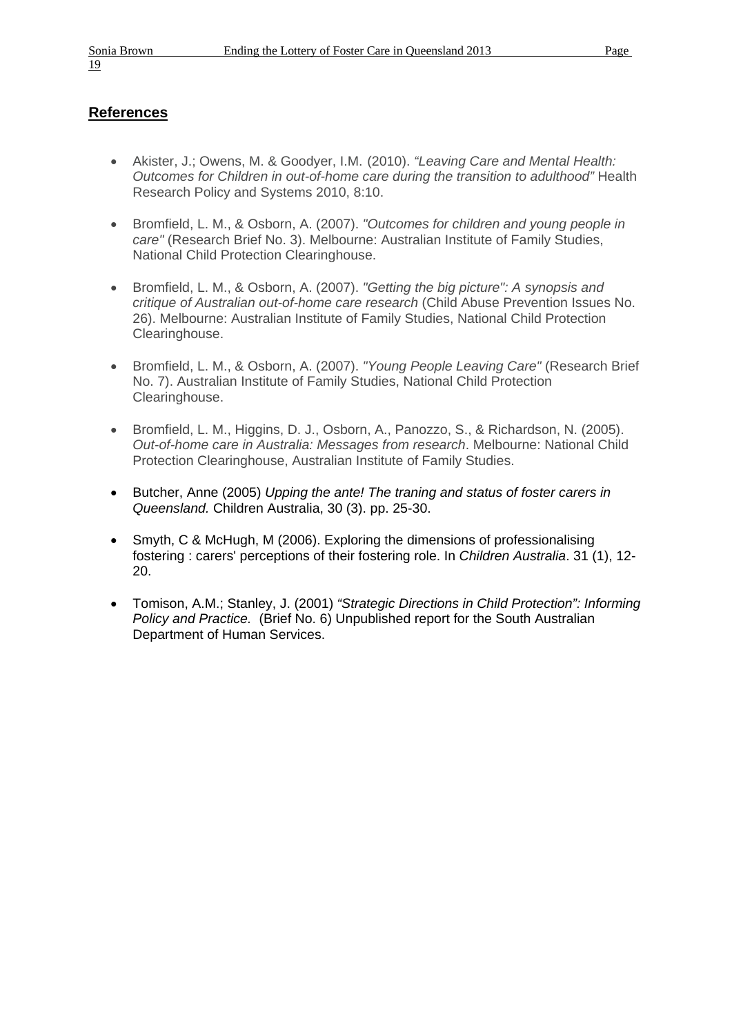## References

- Akister, J.; Owens, M. & Goodyer, I.M. (2010). *"Leaving Care and Mental Health: Outcomes for Children in out-of-home care during the transition to adulthood"* Health Research Policy and Systems 2010, 8:10.

- Bromfield, L. M., & Osborn, A. (2007). *"Outcomes for children and young people in care"* (Research Brief No. 3). Melbourne: Australian Institute of Family Studies, National Child Protection Clearinghouse.

- Bromfield, L. M., & Osborn, A. (2007). *"Getting the big picture": A synopsis and critique of Australian out-of-home care research* (Child Abuse Prevention Issues No. 26). Melbourne: Australian Institute of Family Studies, National Child Protection Clearinghouse.

- Bromfield, L. M., & Osborn, A. (2007). *"Young People Leaving Care"* (Research Brief No. 7). Australian Institute of Family Studies, National Child Protection Clearinghouse.

- Bromfield, L. M., Higgins, D. J., Osborn, A., Panozzo, S., & Richardson, N. (2005). *Out-of-home care in Australia: Messages from research*. Melbourne: National Child Protection Clearinghouse, Australian Institute of Family Studies.

- Butcher, Anne (2005) *Upping the ante! The traning and status of foster carers in Queensland.* Children Australia, 30 (3). pp. 25-30.

- Smyth, C & McHugh, M (2006). Exploring the dimensions of professionalising fostering : carers' perceptions of their fostering role. In *Children Australia*. 31 (1), 12-20.

- Tomison, A.M.; Stanley, J. (2001) *"Strategic Directions in Child Protection": Informing Policy and Practice.* (Brief No. 6) Unpublished report for the South Australian Department of Human Services.